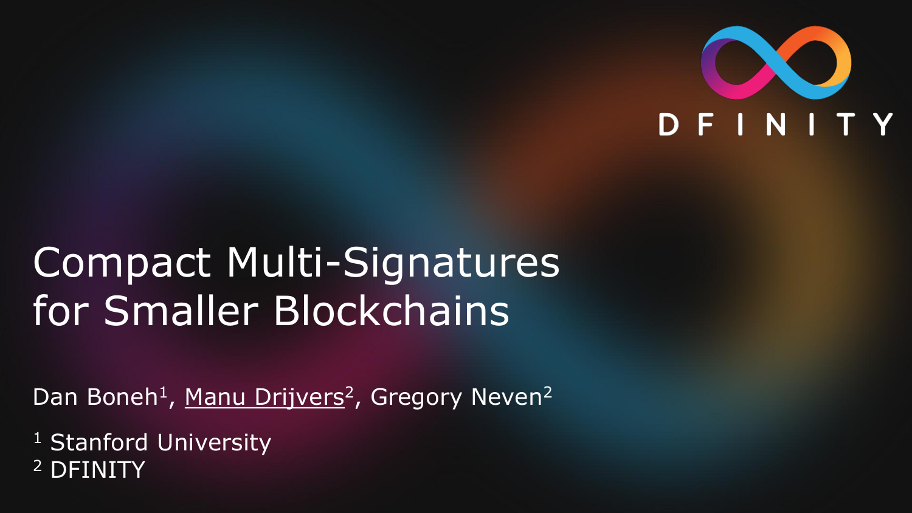DFINITY

# Compact Multi-Signatures for Smaller Blockchains

Dan Boneh[1], Manu Drijvers[2], Gregory Neven[2]

[1] Stanford University
[2] DFINITY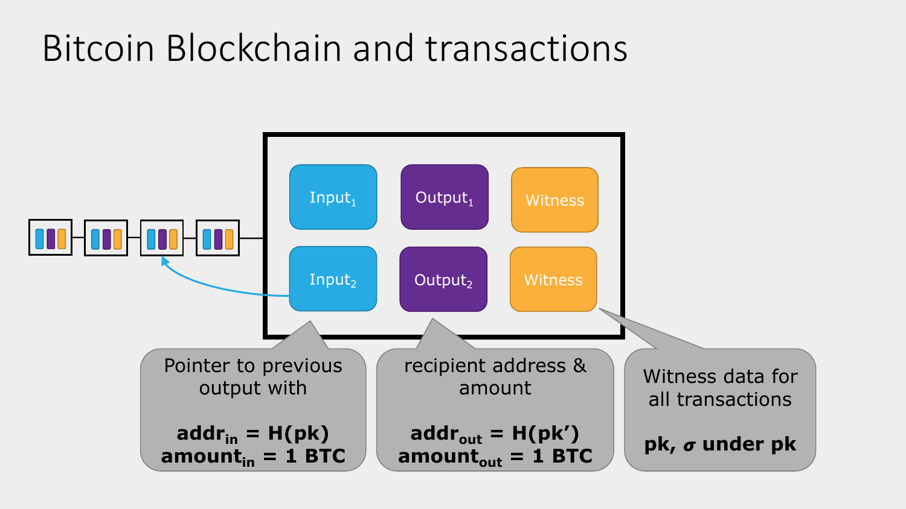# Bitcoin Blockchain and transactions

$\text{Input}_1$ | $\text{Output}_1$ | Witness

$\text{Input}_2$ | $\text{Output}_2$ | Witness

Pointer to previous output with

$\mathbf{addr_{in} = H(pk)}$
$\mathbf{amount_{in} = 1\ BTC}$

recipient address & amount

$\mathbf{addr_{out} = H(pk')}$
$\mathbf{amount_{out} = 1\ BTC}$

Witness data for all transactions

**pk, $\boldsymbol{\sigma}$ under pk**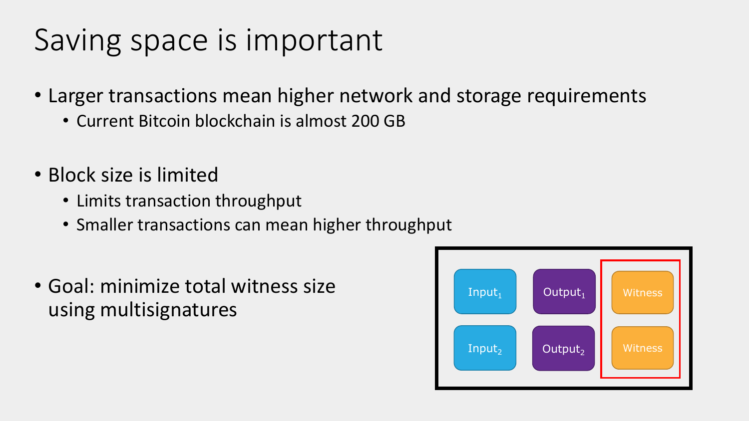# Saving space is important

- Larger transactions mean higher network and storage requirements
  - Current Bitcoin blockchain is almost 200 GB
- Block size is limited
  - Limits transaction throughput
  - Smaller transactions can mean higher throughput
- Goal: minimize total witness size using multisignatures

| | | |
|---|---|---|
| $Input_1$ | $Output_1$ | Witness |
| $Input_2$ | $Output_2$ | Witness |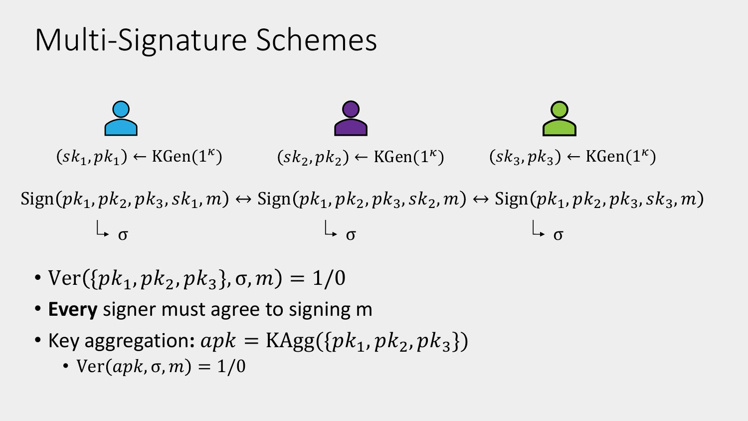# Multi-Signature Schemes

$(sk_1, pk_1) \leftarrow \text{KGen}(1^\kappa)$ $(sk_2, pk_2) \leftarrow \text{KGen}(1^\kappa)$ $(sk_3, pk_3) \leftarrow \text{KGen}(1^\kappa)$

$\text{Sign}(pk_1, pk_2, pk_3, sk_1, m) \leftrightarrow \text{Sign}(pk_1, pk_2, pk_3, sk_2, m) \leftrightarrow \text{Sign}(pk_1, pk_2, pk_3, sk_3, m)$

↳ $\sigma$ ↳ $\sigma$ ↳ $\sigma$

- $\text{Ver}(\{pk_1, pk_2, pk_3\}, \sigma, m) = 1/0$
- **Every** signer must agree to signing m
- Key aggregation: $apk = \text{KAgg}(\{pk_1, pk_2, pk_3\})$
  - $\text{Ver}(apk, \sigma, m) = 1/0$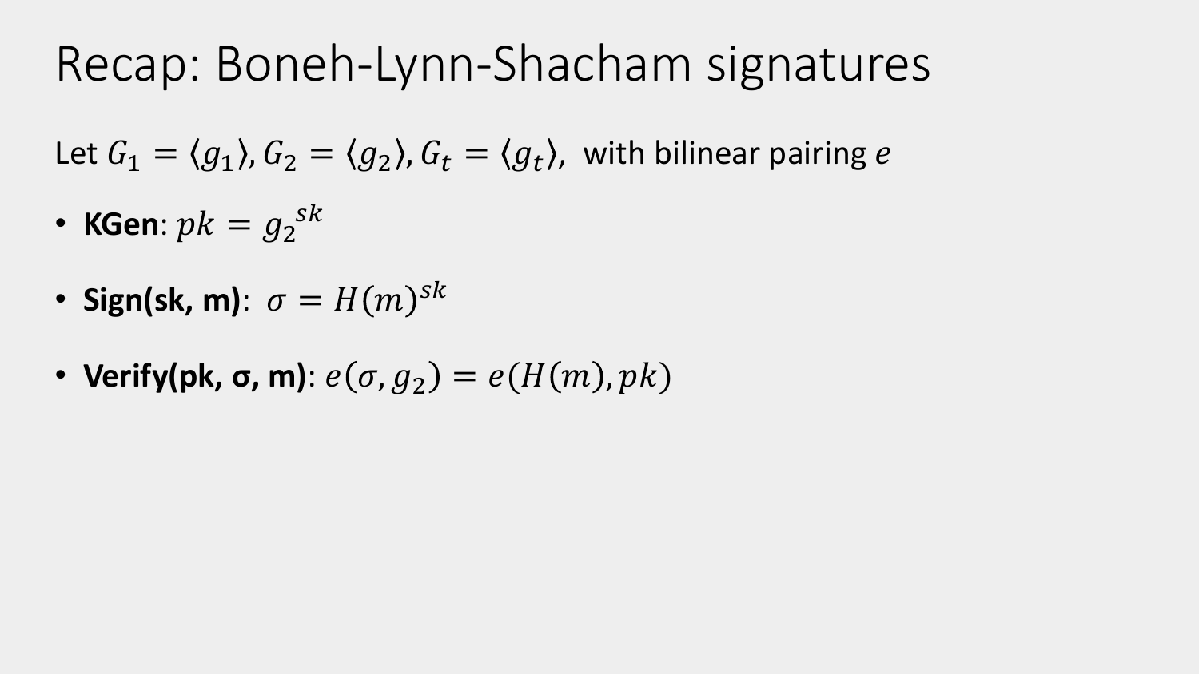# Recap: Boneh-Lynn-Shacham signatures

Let $G_1 = \langle g_1 \rangle, G_2 = \langle g_2 \rangle, G_t = \langle g_t \rangle$, with bilinear pairing $e$

- **KGen**: $pk = {g_2}^{sk}$
- **Sign(sk, m)**: $\sigma = H(m)^{sk}$
- **Verify(pk, σ, m)**: $e(\sigma, g_2) = e(H(m), pk)$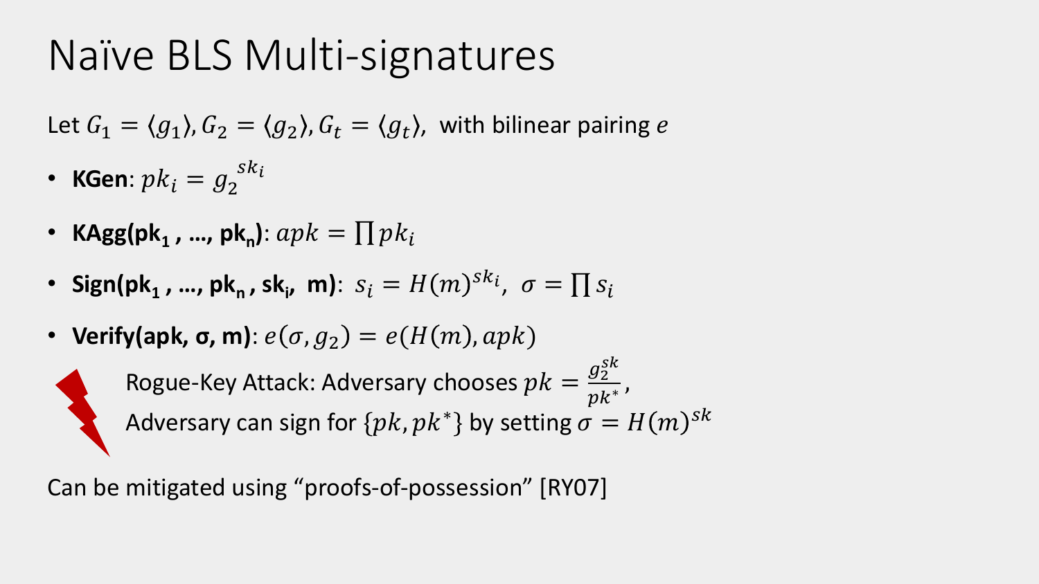# Naïve BLS Multi-signatures

Let $G_1 = \langle g_1 \rangle, G_2 = \langle g_2 \rangle, G_t = \langle g_t \rangle$, with bilinear pairing $e$

- **KGen**: $pk_i = {g_2}^{sk_i}$
- **KAgg(pk$_1$ , …, pk$_n$)**: $apk = \prod pk_i$
- **Sign(pk$_1$ , …, pk$_n$ , sk$_i$, m)**: $s_i = H(m)^{sk_i}$, $\sigma = \prod s_i$
- **Verify(apk, σ, m)**: $e(\sigma, g_2) = e(H(m), apk)$

Rogue-Key Attack: Adversary chooses $pk = \frac{g_2^{sk}}{pk^*}$,
Adversary can sign for $\{pk, pk^*\}$ by setting $\sigma = H(m)^{sk}$

Can be mitigated using "proofs-of-possession" [RY07]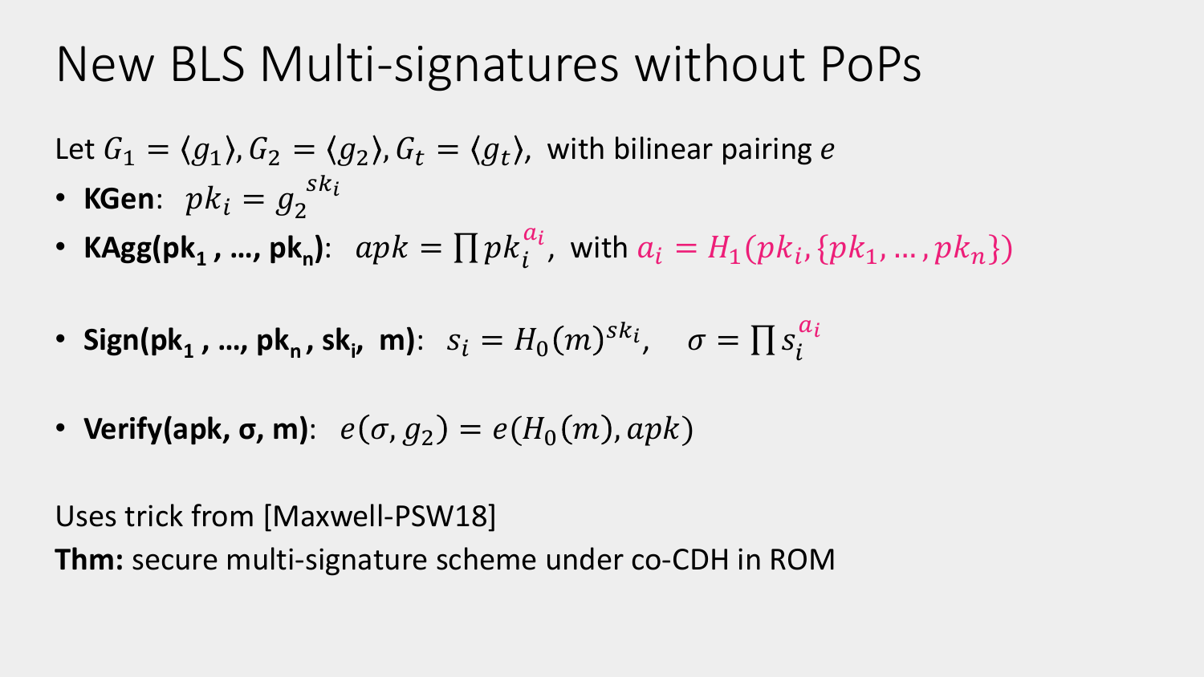# New BLS Multi-signatures without PoPs

Let $G_1 = \langle g_1 \rangle, G_2 = \langle g_2 \rangle, G_t = \langle g_t \rangle$, with bilinear pairing $e$

- **KGen**: $pk_i = g_2^{sk_i}$
- **KAgg($pk_1$ , …, $pk_n$)**: $apk = \prod pk_i^{a_i}$, with $a_i = H_1(pk_i, \{pk_1, \ldots, pk_n\})$
- **Sign($pk_1$ , …, $pk_n$ , $sk_i$, m)**: $s_i = H_0(m)^{sk_i}, \quad \sigma = \prod s_i^{a_i}$
- **Verify(apk, σ, m)**: $e(\sigma, g_2) = e(H_0(m), apk)$

Uses trick from [Maxwell-PSW18]

**Thm:** secure multi-signature scheme under co-CDH in ROM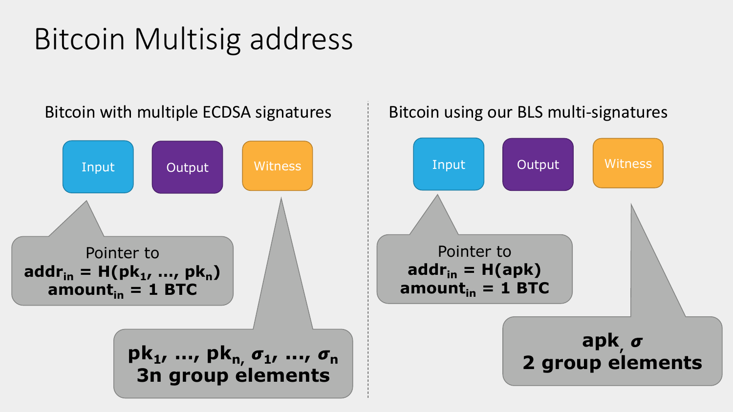# Bitcoin Multisig address

## Bitcoin with multiple ECDSA signatures

Input | Output | Witness

Input: Pointer to
**$addr_{in} = H(pk_1, \ldots, pk_n)$**
**$amount_{in}$ = 1 BTC**

Witness:
**$pk_1, \ldots, pk_n, \sigma_1, \ldots, \sigma_n$**
**3n group elements**

## Bitcoin using our BLS multi-signatures

Input | Output | Witness

Input: Pointer to
**$addr_{in} = H(apk)$**
**$amount_{in}$ = 1 BTC**

Witness:
**$apk, \sigma$**
**2 group elements**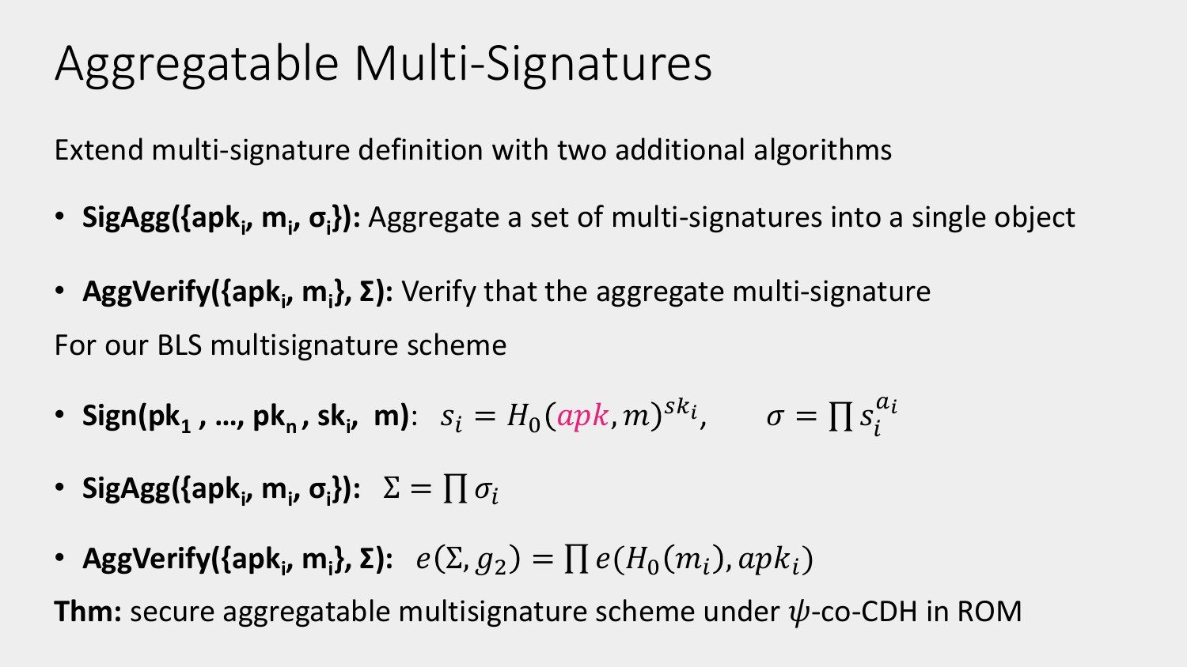# Aggregatable Multi-Signatures

Extend multi-signature definition with two additional algorithms

- **SigAgg({apk$_i$, m$_i$, σ$_i$}):** Aggregate a set of multi-signatures into a single object
- **AggVerify({apk$_i$, m$_i$}, Σ):** Verify that the aggregate multi-signature

For our BLS multisignature scheme

- **Sign(pk$_1$ , …, pk$_n$ , sk$_i$, m)**: $s_i = H_0(apk, m)^{sk_i}, \qquad \sigma = \prod s_i^{a_i}$
- **SigAgg({apk$_i$, m$_i$, σ$_i$}):** $\Sigma = \prod \sigma_i$
- **AggVerify({apk$_i$, m$_i$}, Σ):** $e(\Sigma, g_2) = \prod e(H_0(m_i), apk_i)$

**Thm:** secure aggregatable multisignature scheme under $\psi$-co-CDH in ROM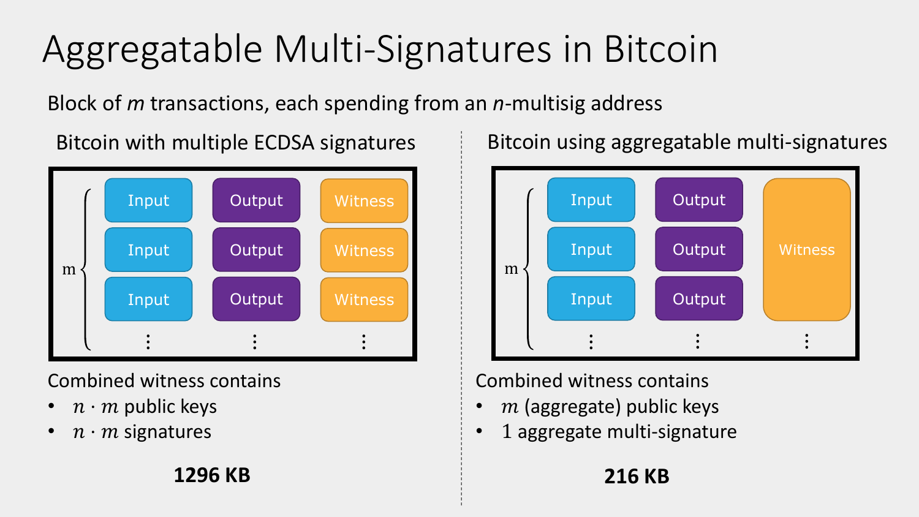# Aggregatable Multi-Signatures in Bitcoin

Block of $m$ transactions, each spending from an $n$-multisig address

## Bitcoin with multiple ECDSA signatures

| Input | Output | Witness |
| --- | --- | --- |
| Input | Output | Witness |
| Input | Output | Witness |
| ⋮ | ⋮ | ⋮ |

($m$ rows)

Combined witness contains

- $n \cdot m$ public keys
- $n \cdot m$ signatures

**1296 KB**

## Bitcoin using aggregatable multi-signatures

| Input | Output | Witness |
| --- | --- | --- |
| Input | Output | |
| Input | Output | |
| ⋮ | ⋮ | ⋮ |

($m$ rows)

Combined witness contains

- $m$ (aggregate) public keys
- 1 aggregate multi-signature

**216 KB**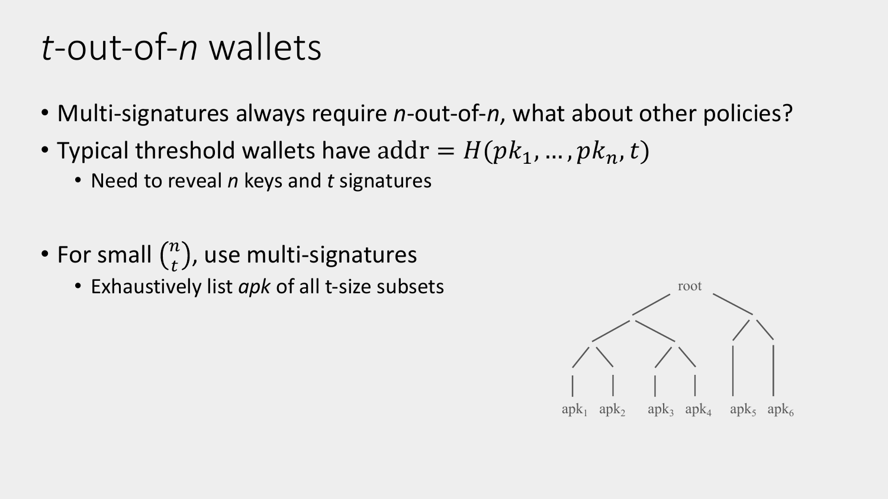# *t*-out-of-*n* wallets

- Multi-signatures always require *n*-out-of-*n*, what about other policies?
- Typical threshold wallets have $\mathrm{addr} = H(pk_1, \ldots, pk_n, t)$
  - Need to reveal *n* keys and *t* signatures
- For small $\binom{n}{t}$, use multi-signatures
  - Exhaustively list *apk* of all t-size subsets

root

$\mathrm{apk}_1$ $\mathrm{apk}_2$ $\mathrm{apk}_3$ $\mathrm{apk}_4$ $\mathrm{apk}_5$ $\mathrm{apk}_6$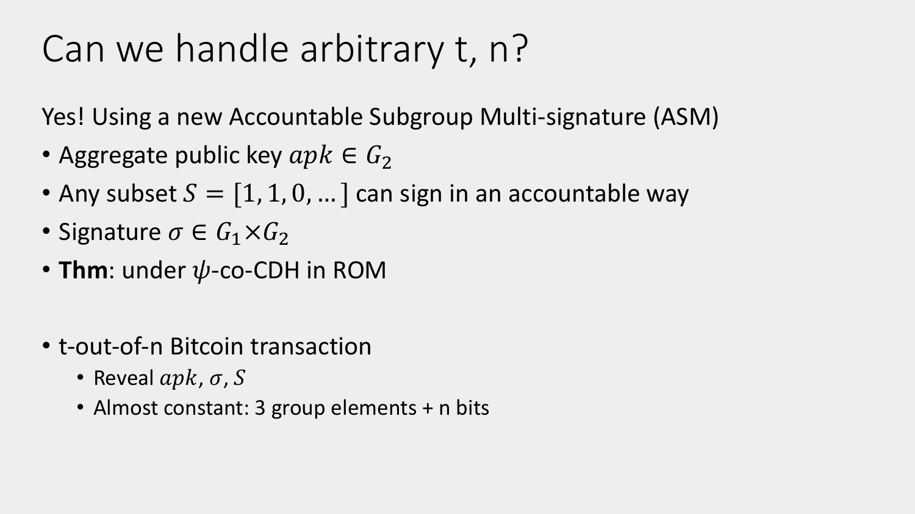# Can we handle arbitrary t, n?

Yes! Using a new Accountable Subgroup Multi-signature (ASM)

- Aggregate public key $apk \in G_2$
- Any subset $S = [1, 1, 0, \ldots]$ can sign in an accountable way
- Signature $\sigma \in G_1 \times G_2$
- **Thm**: under $\psi$-co-CDH in ROM

- t-out-of-n Bitcoin transaction
  - Reveal $apk$, $\sigma$, $S$
  - Almost constant: 3 group elements + n bits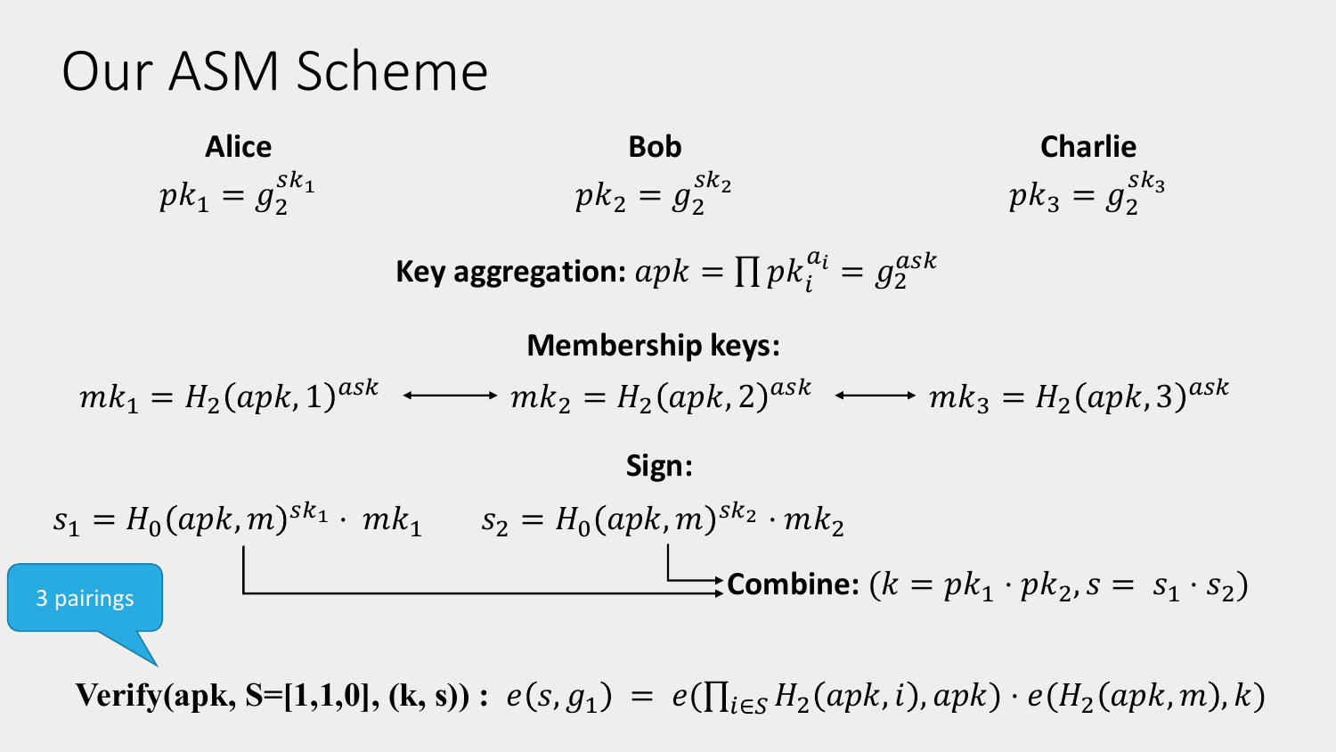# Our ASM Scheme

**Alice**

$pk_1 = g_2^{sk_1}$

**Bob**

$pk_2 = g_2^{sk_2}$

**Charlie**

$pk_3 = g_2^{sk_3}$

**Key aggregation:** $apk = \prod pk_i^{a_i} = g_2^{ask}$

**Membership keys:**

$mk_1 = H_2(apk, 1)^{ask} \longleftrightarrow mk_2 = H_2(apk, 2)^{ask} \longleftrightarrow mk_3 = H_2(apk, 3)^{ask}$

**Sign:**

$s_1 = H_0(apk, m)^{sk_1} \cdot mk_1 \qquad s_2 = H_0(apk, m)^{sk_2} \cdot mk_2$

**Combine:** $(k = pk_1 \cdot pk_2, s = s_1 \cdot s_2)$

3 pairings

**Verify(apk, S=[1,1,0], (k, s)) :** $e(s, g_1) = e(\prod_{i \in S} H_2(apk, i), apk) \cdot e(H_2(apk, m), k)$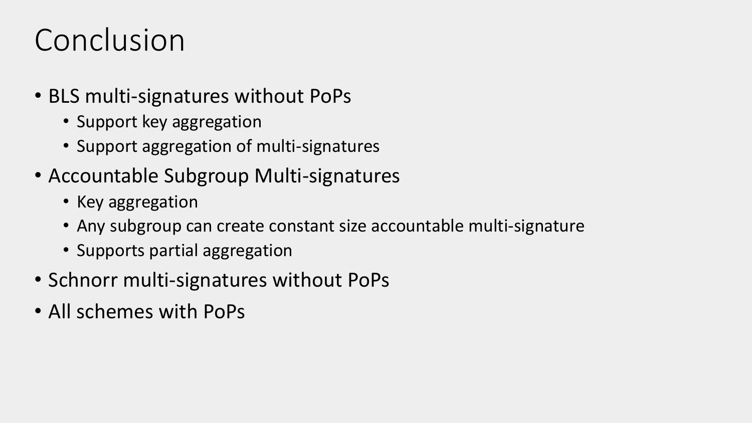# Conclusion

- BLS multi-signatures without PoPs
  - Support key aggregation
  - Support aggregation of multi-signatures
- Accountable Subgroup Multi-signatures
  - Key aggregation
  - Any subgroup can create constant size accountable multi-signature
  - Supports partial aggregation
- Schnorr multi-signatures without PoPs
- All schemes with PoPs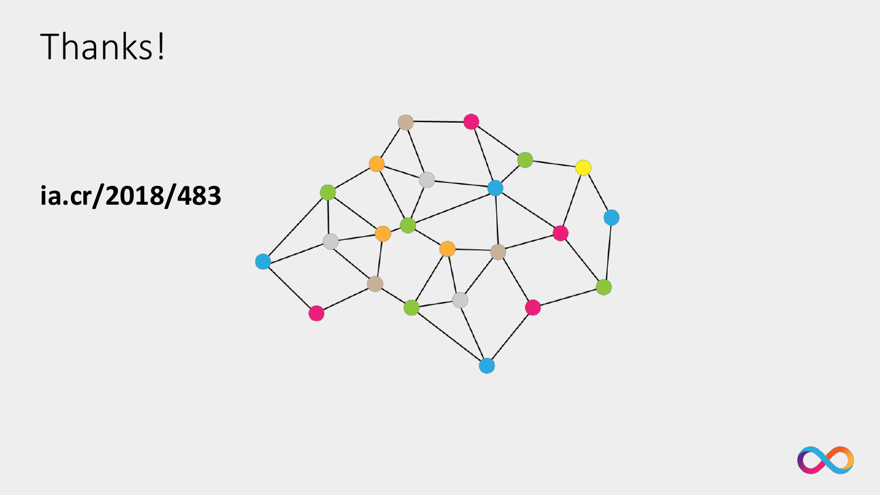# Thanks!

**ia.cr/2018/483**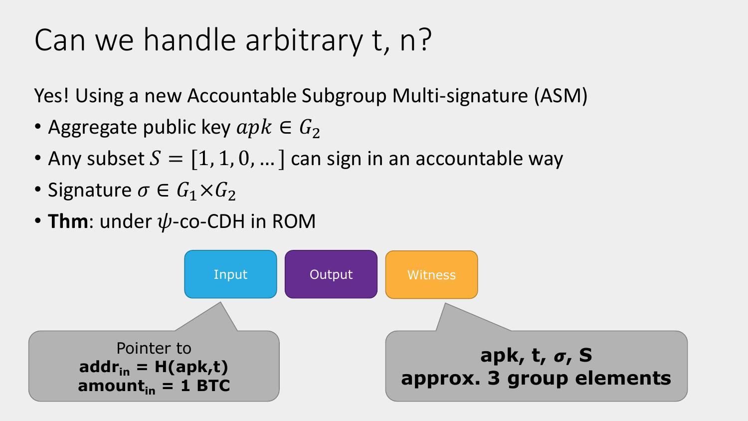# Can we handle arbitrary t, n?

Yes! Using a new Accountable Subgroup Multi-signature (ASM)

- Aggregate public key $apk \in G_2$
- Any subset $S = [1, 1, 0, \ldots]$ can sign in an accountable way
- Signature $\sigma \in G_1 \times G_2$
- **Thm**: under $\psi$-co-CDH in ROM

Input

Output

Witness

Pointer to
**$addr_{in}$ = H(apk,t)**
**$amount_{in}$ = 1 BTC**

**apk, t, $\sigma$, S**
**approx. 3 group elements**